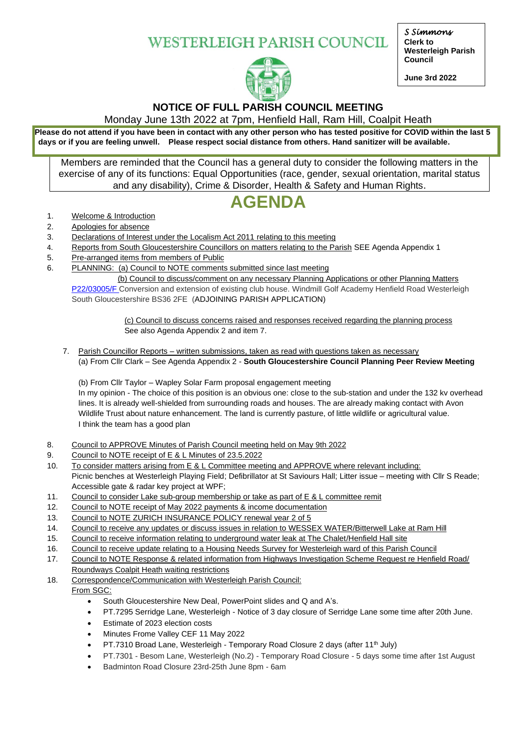# WESTERLEIGH PARISH COUNCIL

*S Simmons*
**Clerk to Westerleigh Parish Council**

**June 3rd 2022**

## NOTICE OF FULL PARISH COUNCIL MEETING

Monday June 13th 2022 at 7pm, Henfield Hall, Ram Hill, Coalpit Heath

**Please do not attend if you have been in contact with any other person who has tested positive for COVID within the last 5 days or if you are feeling unwell. Please respect social distance from others. Hand sanitizer will be available.**

Members are reminded that the Council has a general duty to consider the following matters in the exercise of any of its functions: Equal Opportunities (race, gender, sexual orientation, marital status and any disability), Crime & Disorder, Health & Safety and Human Rights.

# AGENDA

1. Welcome & Introduction
2. Apologies for absence
3. Declarations of Interest under the Localism Act 2011 relating to this meeting
4. Reports from South Gloucestershire Councillors on matters relating to the Parish SEE Agenda Appendix 1
5. Pre-arranged items from members of Public
6. PLANNING: (a) Council to NOTE comments submitted since last meeting
   (b) Council to discuss/comment on any necessary Planning Applications or other Planning Matters
   P22/03005/F Conversion and extension of existing club house. Windmill Golf Academy Henfield Road Westerleigh South Gloucestershire BS36 2FE (ADJOINING PARISH APPLICATION)

   (c) Council to discuss concerns raised and responses received regarding the planning process
   See also Agenda Appendix 2 and item 7.

7. Parish Councillor Reports – written submissions, taken as read with questions taken as necessary
   (a) From Cllr Clark – See Agenda Appendix 2 - **South Gloucestershire Council Planning Peer Review Meeting**

   (b) From Cllr Taylor – Wapley Solar Farm proposal engagement meeting
   In my opinion - The choice of this position is an obvious one: close to the sub-station and under the 132 kv overhead lines. It is already well-shielded from surrounding roads and houses. The are already making contact with Avon Wildlife Trust about nature enhancement. The land is currently pasture, of little wildlife or agricultural value.
   I think the team has a good plan

8. Council to APPROVE Minutes of Parish Council meeting held on May 9th 2022
9. Council to NOTE receipt of E & L Minutes of 23.5.2022
10. To consider matters arising from E & L Committee meeting and APPROVE where relevant including:
    Picnic benches at Westerleigh Playing Field; Defibrillator at St Saviours Hall; Litter issue – meeting with Cllr S Reade; Accessible gate & radar key project at WPF;
11. Council to consider Lake sub-group membership or take as part of E & L committee remit
12. Council to NOTE receipt of May 2022 payments & income documentation
13. Council to NOTE ZURICH INSURANCE POLICY renewal year 2 of 5
14. Council to receive any updates or discuss issues in relation to WESSEX WATER/Bitterwell Lake at Ram Hill
15. Council to receive information relating to underground water leak at The Chalet/Henfield Hall site
16. Council to receive update relating to a Housing Needs Survey for Westerleigh ward of this Parish Council
17. Council to NOTE Response & related information from Highways Investigation Scheme Request re Henfield Road/ Roundways Coalpit Heath waiting restrictions
18. Correspondence/Communication with Westerleigh Parish Council:
    From SGC:
    - South Gloucestershire New Deal, PowerPoint slides and Q and A's.
    - PT.7295 Serridge Lane, Westerleigh - Notice of 3 day closure of Serridge Lane some time after 20th June.
    - Estimate of 2023 election costs
    - Minutes Frome Valley CEF 11 May 2022
    - PT.7310 Broad Lane, Westerleigh - Temporary Road Closure 2 days (after 11th July)
    - PT.7301 - Besom Lane, Westerleigh (No.2) - Temporary Road Closure - 5 days some time after 1st August
    - Badminton Road Closure 23rd-25th June 8pm - 6am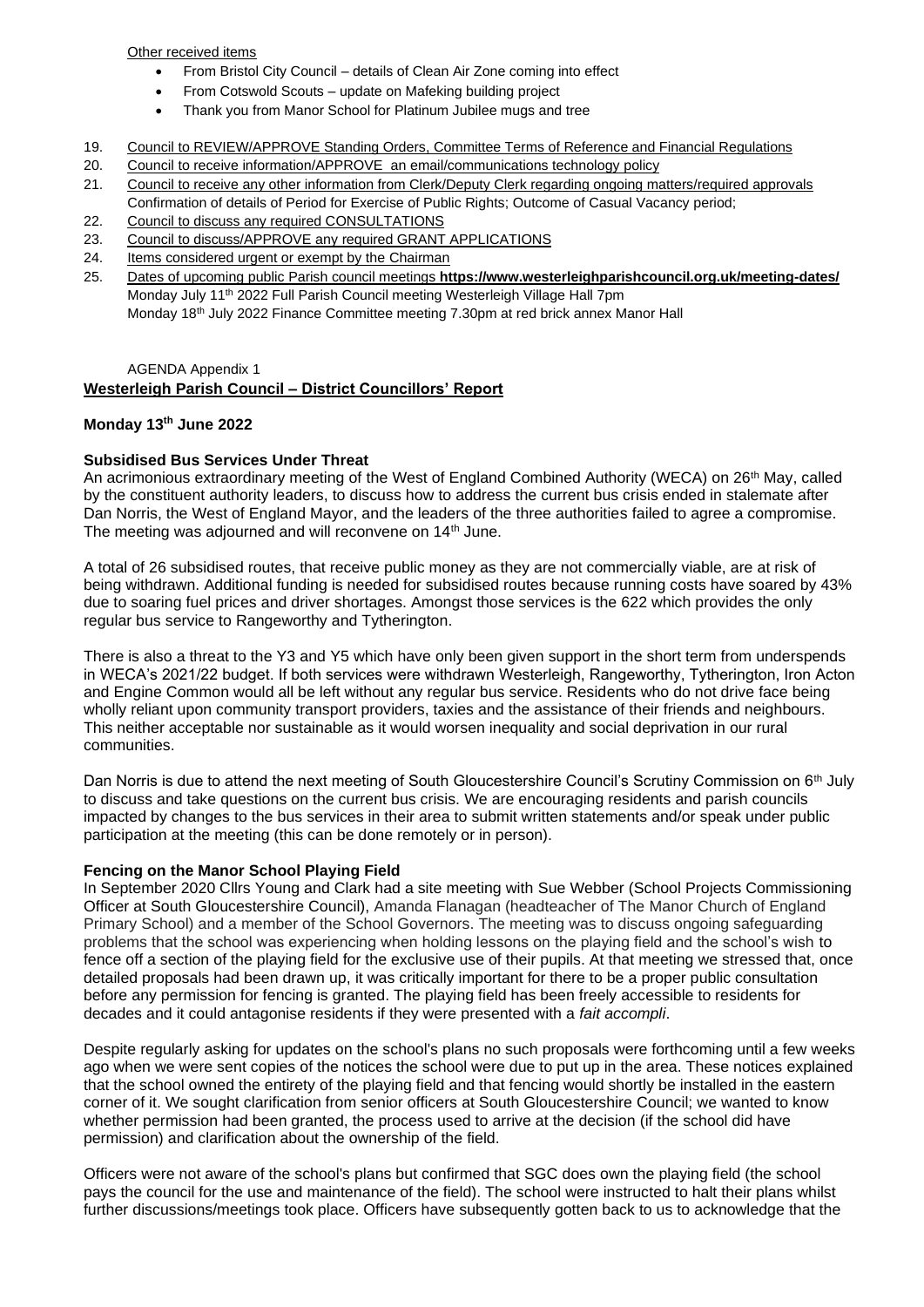Other received items

- From Bristol City Council – details of Clean Air Zone coming into effect
- From Cotswold Scouts – update on Mafeking building project
- Thank you from Manor School for Platinum Jubilee mugs and tree

19. Council to REVIEW/APPROVE Standing Orders, Committee Terms of Reference and Financial Regulations
20. Council to receive information/APPROVE an email/communications technology policy
21. Council to receive any other information from Clerk/Deputy Clerk regarding ongoing matters/required approvals
    Confirmation of details of Period for Exercise of Public Rights; Outcome of Casual Vacancy period;
22. Council to discuss any required CONSULTATIONS
23. Council to discuss/APPROVE any required GRANT APPLICATIONS
24. Items considered urgent or exempt by the Chairman
25. Dates of upcoming public Parish council meetings **https://www.westerleighparishcouncil.org.uk/meeting-dates/**
    Monday July 11th 2022 Full Parish Council meeting Westerleigh Village Hall 7pm
    Monday 18th July 2022 Finance Committee meeting 7.30pm at red brick annex Manor Hall

AGENDA Appendix 1

## Westerleigh Parish Council – District Councillors' Report

**Monday 13th June 2022**

### Subsidised Bus Services Under Threat

An acrimonious extraordinary meeting of the West of England Combined Authority (WECA) on 26th May, called by the constituent authority leaders, to discuss how to address the current bus crisis ended in stalemate after Dan Norris, the West of England Mayor, and the leaders of the three authorities failed to agree a compromise. The meeting was adjourned and will reconvene on 14th June.

A total of 26 subsidised routes, that receive public money as they are not commercially viable, are at risk of being withdrawn. Additional funding is needed for subsidised routes because running costs have soared by 43% due to soaring fuel prices and driver shortages. Amongst those services is the 622 which provides the only regular bus service to Rangeworthy and Tytherington.

There is also a threat to the Y3 and Y5 which have only been given support in the short term from underspends in WECA's 2021/22 budget. If both services were withdrawn Westerleigh, Rangeworthy, Tytherington, Iron Acton and Engine Common would all be left without any regular bus service. Residents who do not drive face being wholly reliant upon community transport providers, taxies and the assistance of their friends and neighbours. This neither acceptable nor sustainable as it would worsen inequality and social deprivation in our rural communities.

Dan Norris is due to attend the next meeting of South Gloucestershire Council's Scrutiny Commission on 6th July to discuss and take questions on the current bus crisis. We are encouraging residents and parish councils impacted by changes to the bus services in their area to submit written statements and/or speak under public participation at the meeting (this can be done remotely or in person).

### Fencing on the Manor School Playing Field

In September 2020 Cllrs Young and Clark had a site meeting with Sue Webber (School Projects Commissioning Officer at South Gloucestershire Council), Amanda Flanagan (headteacher of The Manor Church of England Primary School) and a member of the School Governors. The meeting was to discuss ongoing safeguarding problems that the school was experiencing when holding lessons on the playing field and the school's wish to fence off a section of the playing field for the exclusive use of their pupils. At that meeting we stressed that, once detailed proposals had been drawn up, it was critically important for there to be a proper public consultation before any permission for fencing is granted. The playing field has been freely accessible to residents for decades and it could antagonise residents if they were presented with a *fait accompli*.

Despite regularly asking for updates on the school's plans no such proposals were forthcoming until a few weeks ago when we were sent copies of the notices the school were due to put up in the area. These notices explained that the school owned the entirety of the playing field and that fencing would shortly be installed in the eastern corner of it. We sought clarification from senior officers at South Gloucestershire Council; we wanted to know whether permission had been granted, the process used to arrive at the decision (if the school did have permission) and clarification about the ownership of the field.

Officers were not aware of the school's plans but confirmed that SGC does own the playing field (the school pays the council for the use and maintenance of the field). The school were instructed to halt their plans whilst further discussions/meetings took place. Officers have subsequently gotten back to us to acknowledge that the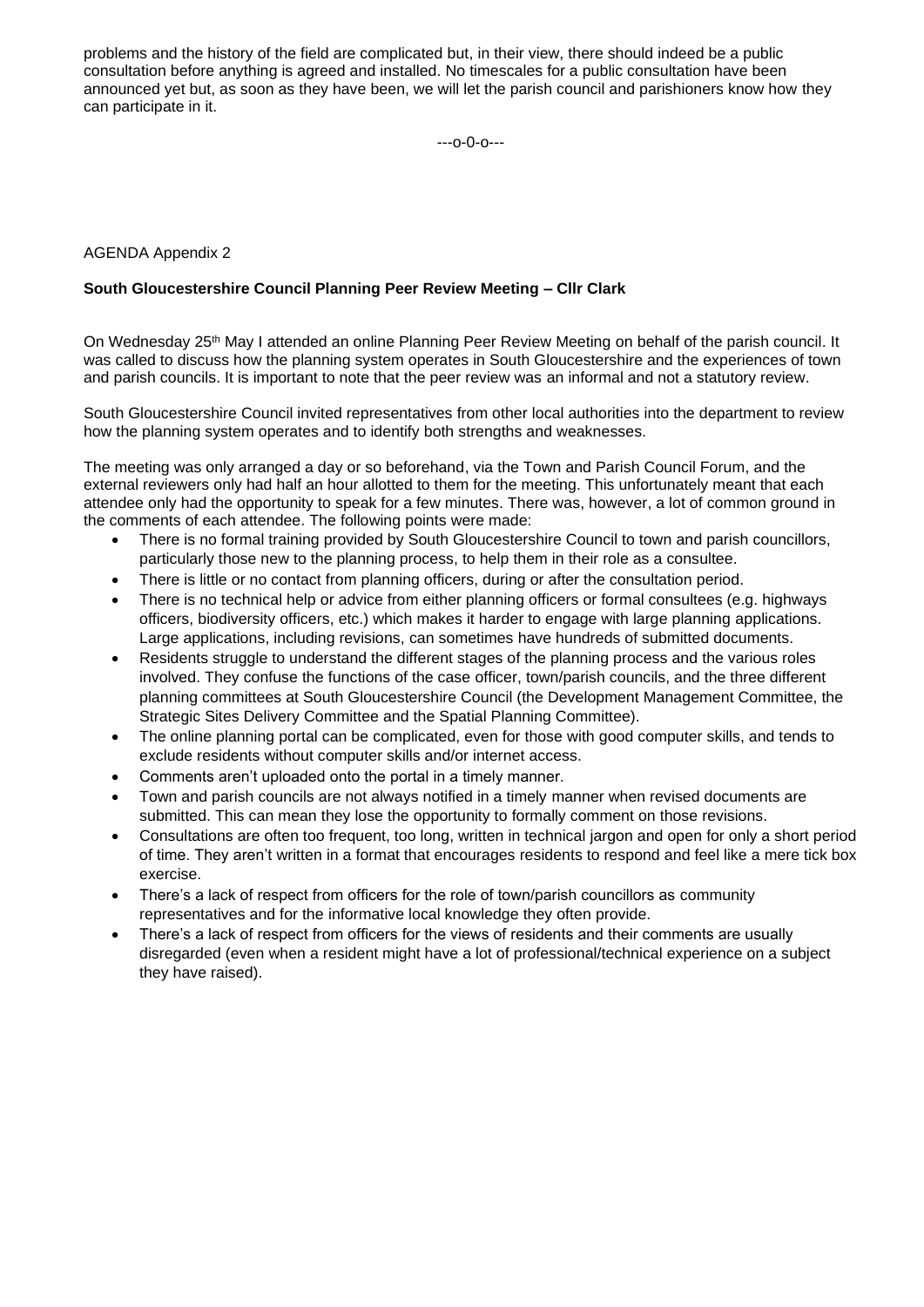problems and the history of the field are complicated but, in their view, there should indeed be a public consultation before anything is agreed and installed. No timescales for a public consultation have been announced yet but, as soon as they have been, we will let the parish council and parishioners know how they can participate in it.

---o-0-o---

AGENDA Appendix 2

**South Gloucestershire Council Planning Peer Review Meeting – Cllr Clark**

On Wednesday 25th May I attended an online Planning Peer Review Meeting on behalf of the parish council. It was called to discuss how the planning system operates in South Gloucestershire and the experiences of town and parish councils. It is important to note that the peer review was an informal and not a statutory review.

South Gloucestershire Council invited representatives from other local authorities into the department to review how the planning system operates and to identify both strengths and weaknesses.

The meeting was only arranged a day or so beforehand, via the Town and Parish Council Forum, and the external reviewers only had half an hour allotted to them for the meeting. This unfortunately meant that each attendee only had the opportunity to speak for a few minutes. There was, however, a lot of common ground in the comments of each attendee. The following points were made:

- There is no formal training provided by South Gloucestershire Council to town and parish councillors, particularly those new to the planning process, to help them in their role as a consultee.
- There is little or no contact from planning officers, during or after the consultation period.
- There is no technical help or advice from either planning officers or formal consultees (e.g. highways officers, biodiversity officers, etc.) which makes it harder to engage with large planning applications. Large applications, including revisions, can sometimes have hundreds of submitted documents.
- Residents struggle to understand the different stages of the planning process and the various roles involved. They confuse the functions of the case officer, town/parish councils, and the three different planning committees at South Gloucestershire Council (the Development Management Committee, the Strategic Sites Delivery Committee and the Spatial Planning Committee).
- The online planning portal can be complicated, even for those with good computer skills, and tends to exclude residents without computer skills and/or internet access.
- Comments aren't uploaded onto the portal in a timely manner.
- Town and parish councils are not always notified in a timely manner when revised documents are submitted. This can mean they lose the opportunity to formally comment on those revisions.
- Consultations are often too frequent, too long, written in technical jargon and open for only a short period of time. They aren't written in a format that encourages residents to respond and feel like a mere tick box exercise.
- There's a lack of respect from officers for the role of town/parish councillors as community representatives and for the informative local knowledge they often provide.
- There's a lack of respect from officers for the views of residents and their comments are usually disregarded (even when a resident might have a lot of professional/technical experience on a subject they have raised).